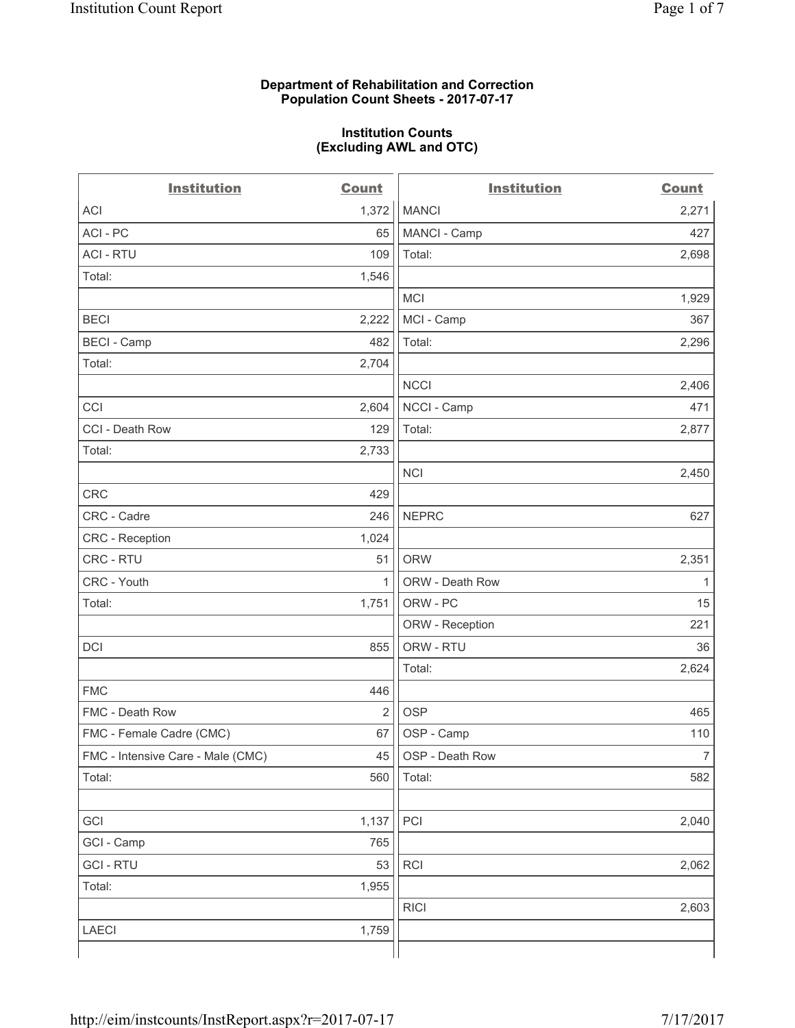**Department of Rehabilitation and Correction**
**Population Count Sheets - 2017-07-17**

**Institution Counts**
**(Excluding AWL and OTC)**

| Institution | Count | Institution | Count |
|---|---|---|---|
| ACI | 1,372 | MANCI | 2,271 |
| ACI - PC | 65 | MANCI - Camp | 427 |
| ACI - RTU | 109 | Total: | 2,698 |
| Total: | 1,546 | | |
| | | MCI | 1,929 |
| BECI | 2,222 | MCI - Camp | 367 |
| BECI - Camp | 482 | Total: | 2,296 |
| Total: | 2,704 | | |
| | | NCCI | 2,406 |
| CCI | 2,604 | NCCI - Camp | 471 |
| CCI - Death Row | 129 | Total: | 2,877 |
| Total: | 2,733 | | |
| | | NCI | 2,450 |
| CRC | 429 | | |
| CRC - Cadre | 246 | NEPRC | 627 |
| CRC - Reception | 1,024 | | |
| CRC - RTU | 51 | ORW | 2,351 |
| CRC - Youth | 1 | ORW - Death Row | 1 |
| Total: | 1,751 | ORW - PC | 15 |
| | | ORW - Reception | 221 |
| DCI | 855 | ORW - RTU | 36 |
| | | Total: | 2,624 |
| FMC | 446 | | |
| FMC - Death Row | 2 | OSP | 465 |
| FMC - Female Cadre (CMC) | 67 | OSP - Camp | 110 |
| FMC - Intensive Care - Male (CMC) | 45 | OSP - Death Row | 7 |
| Total: | 560 | Total: | 582 |
| | | | |
| GCI | 1,137 | PCI | 2,040 |
| GCI - Camp | 765 | | |
| GCI - RTU | 53 | RCI | 2,062 |
| Total: | 1,955 | | |
| | | RICI | 2,603 |
| LAECI | 1,759 | | |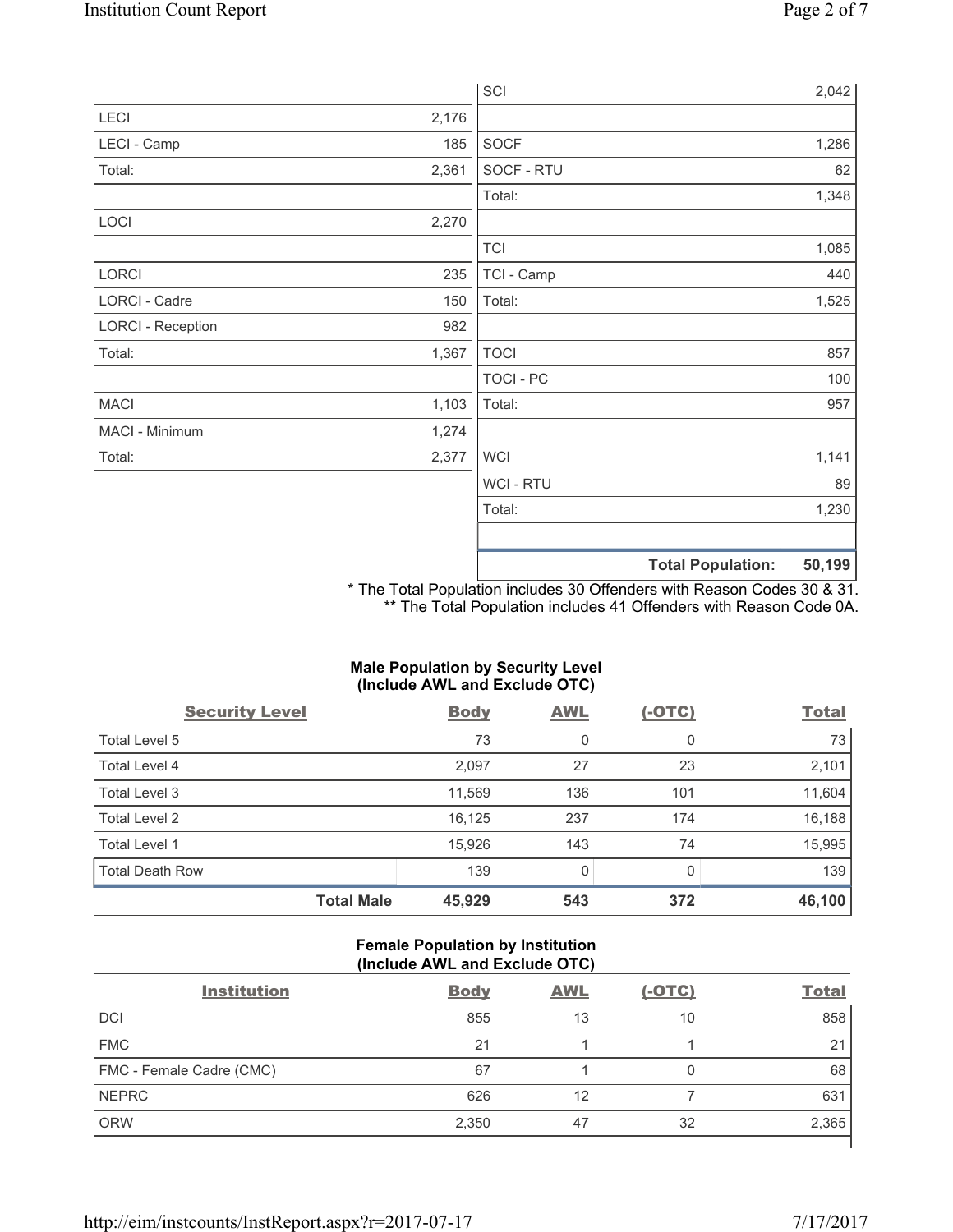| | | | |
|---|---|---|---|
| | | SCI | 2,042 |
| LECI | 2,176 | | |
| LECI - Camp | 185 | SOCF | 1,286 |
| Total: | 2,361 | SOCF - RTU | 62 |
| | | Total: | 1,348 |
| LOCI | 2,270 | | |
| | | TCI | 1,085 |
| LORCI | 235 | TCI - Camp | 440 |
| LORCI - Cadre | 150 | Total: | 1,525 |
| LORCI - Reception | 982 | | |
| Total: | 1,367 | TOCI | 857 |
| | | TOCI - PC | 100 |
| MACI | 1,103 | Total: | 957 |
| MACI - Minimum | 1,274 | | |
| Total: | 2,377 | WCI | 1,141 |
| | | WCI - RTU | 89 |
| | | Total: | 1,230 |
| | | | |
| | | **Total Population:** | **50,199** |

\* The Total Population includes 30 Offenders with Reason Codes 30 & 31.
\*\* The Total Population includes 41 Offenders with Reason Code 0A.

**Male Population by Security Level (Include AWL and Exclude OTC)**

| Security Level | Body | AWL | (-OTC) | Total |
|---|---|---|---|---|
| Total Level 5 | 73 | 0 | 0 | 73 |
| Total Level 4 | 2,097 | 27 | 23 | 2,101 |
| Total Level 3 | 11,569 | 136 | 101 | 11,604 |
| Total Level 2 | 16,125 | 237 | 174 | 16,188 |
| Total Level 1 | 15,926 | 143 | 74 | 15,995 |
| Total Death Row | 139 | 0 | 0 | 139 |
| **Total Male** | **45,929** | **543** | **372** | **46,100** |

**Female Population by Institution (Include AWL and Exclude OTC)**

| Institution | Body | AWL | (-OTC) | Total |
|---|---|---|---|---|
| DCI | 855 | 13 | 10 | 858 |
| FMC | 21 | 1 | 1 | 21 |
| FMC - Female Cadre (CMC) | 67 | 1 | 0 | 68 |
| NEPRC | 626 | 12 | 7 | 631 |
| ORW | 2,350 | 47 | 32 | 2,365 |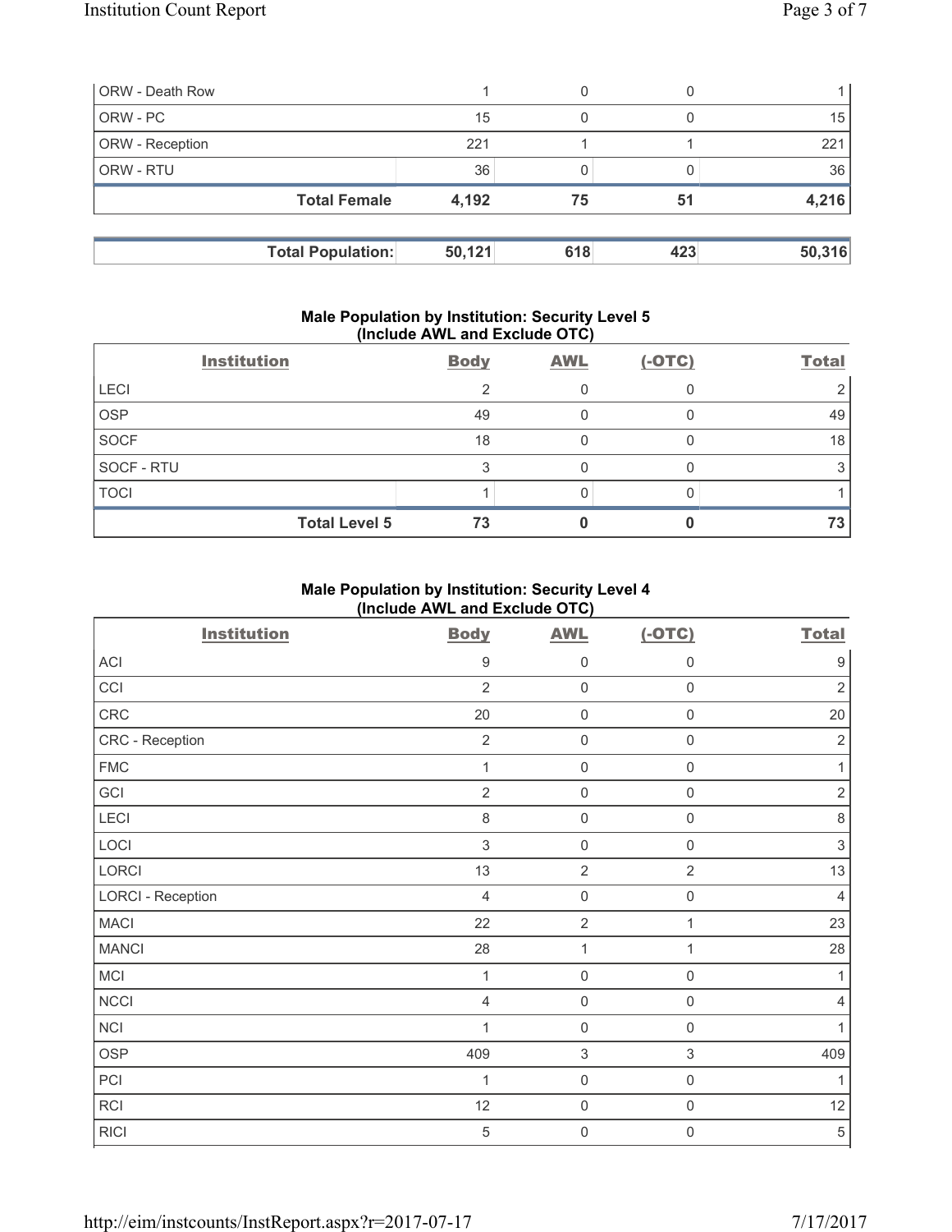| | | | | |
|---|---|---|---|---|
| ORW - Death Row | 1 | 0 | 0 | 1 |
| ORW - PC | 15 | 0 | 0 | 15 |
| ORW - Reception | 221 | 1 | 1 | 221 |
| ORW - RTU | 36 | 0 | 0 | 36 |
| **Total Female** | **4,192** | **75** | **51** | **4,216** |

| | | | | |
|---|---|---|---|---|
| **Total Population:** | **50,121** | **618** | **423** | **50,316** |

**Male Population by Institution: Security Level 5 (Include AWL and Exclude OTC)**

| Institution | Body | AWL | (-OTC) | Total |
|---|---|---|---|---|
| LECI | 2 | 0 | 0 | 2 |
| OSP | 49 | 0 | 0 | 49 |
| SOCF | 18 | 0 | 0 | 18 |
| SOCF - RTU | 3 | 0 | 0 | 3 |
| TOCI | 1 | 0 | 0 | 1 |
| **Total Level 5** | **73** | **0** | **0** | **73** |

**Male Population by Institution: Security Level 4 (Include AWL and Exclude OTC)**

| Institution | Body | AWL | (-OTC) | Total |
|---|---|---|---|---|
| ACI | 9 | 0 | 0 | 9 |
| CCI | 2 | 0 | 0 | 2 |
| CRC | 20 | 0 | 0 | 20 |
| CRC - Reception | 2 | 0 | 0 | 2 |
| FMC | 1 | 0 | 0 | 1 |
| GCI | 2 | 0 | 0 | 2 |
| LECI | 8 | 0 | 0 | 8 |
| LOCI | 3 | 0 | 0 | 3 |
| LORCI | 13 | 2 | 2 | 13 |
| LORCI - Reception | 4 | 0 | 0 | 4 |
| MACI | 22 | 2 | 1 | 23 |
| MANCI | 28 | 1 | 1 | 28 |
| MCI | 1 | 0 | 0 | 1 |
| NCCI | 4 | 0 | 0 | 4 |
| NCI | 1 | 0 | 0 | 1 |
| OSP | 409 | 3 | 3 | 409 |
| PCI | 1 | 0 | 0 | 1 |
| RCI | 12 | 0 | 0 | 12 |
| RICI | 5 | 0 | 0 | 5 |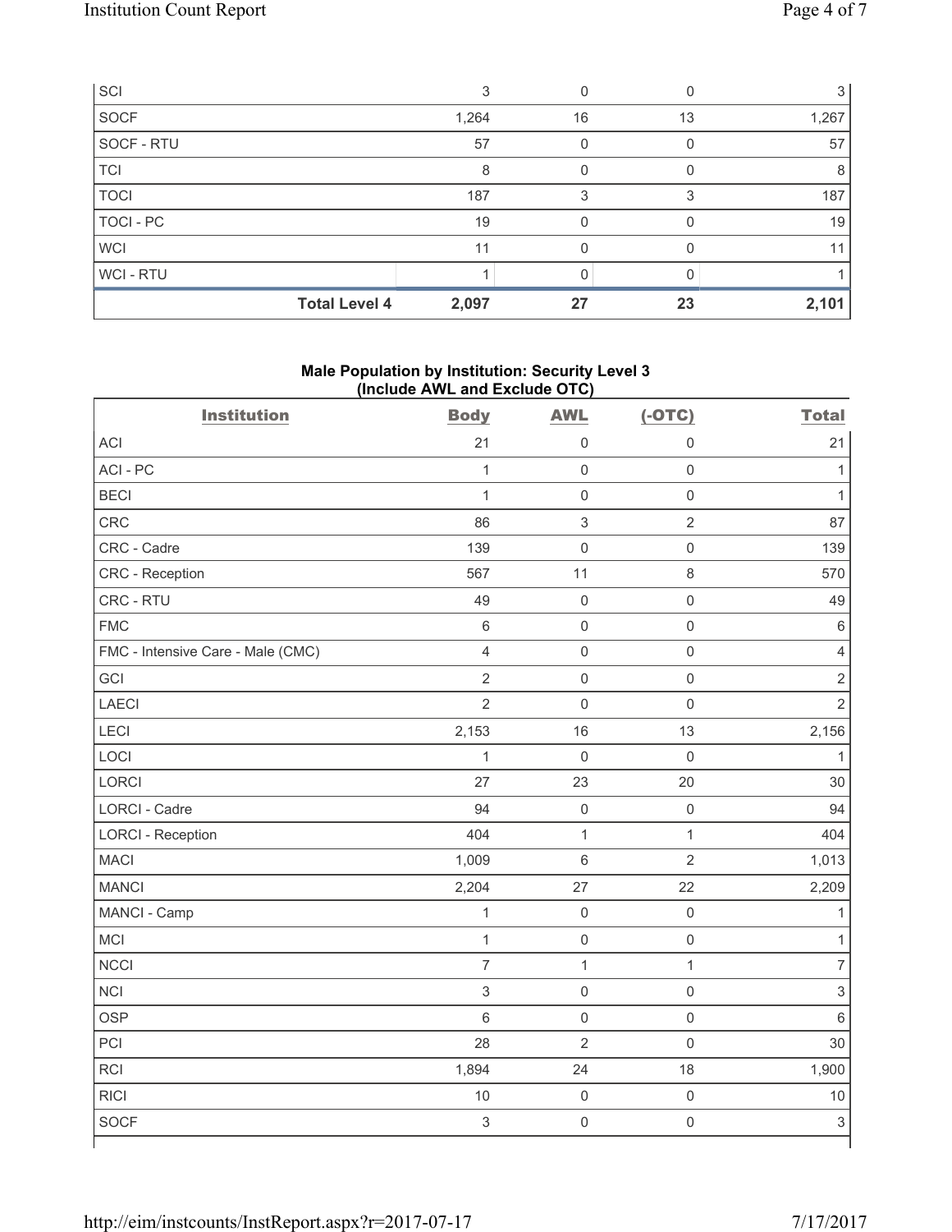| | | | | |
|---|---|---|---|---|
| SCI | 3 | 0 | 0 | 3 |
| SOCF | 1,264 | 16 | 13 | 1,267 |
| SOCF - RTU | 57 | 0 | 0 | 57 |
| TCI | 8 | 0 | 0 | 8 |
| TOCI | 187 | 3 | 3 | 187 |
| TOCI - PC | 19 | 0 | 0 | 19 |
| WCI | 11 | 0 | 0 | 11 |
| WCI - RTU | 1 | 0 | 0 | 1 |
| **Total Level 4** | **2,097** | **27** | **23** | **2,101** |

### Male Population by Institution: Security Level 3 (Include AWL and Exclude OTC)

| Institution | Body | AWL | (-OTC) | Total |
|---|---|---|---|---|
| ACI | 21 | 0 | 0 | 21 |
| ACI - PC | 1 | 0 | 0 | 1 |
| BECI | 1 | 0 | 0 | 1 |
| CRC | 86 | 3 | 2 | 87 |
| CRC - Cadre | 139 | 0 | 0 | 139 |
| CRC - Reception | 567 | 11 | 8 | 570 |
| CRC - RTU | 49 | 0 | 0 | 49 |
| FMC | 6 | 0 | 0 | 6 |
| FMC - Intensive Care - Male (CMC) | 4 | 0 | 0 | 4 |
| GCI | 2 | 0 | 0 | 2 |
| LAECI | 2 | 0 | 0 | 2 |
| LECI | 2,153 | 16 | 13 | 2,156 |
| LOCI | 1 | 0 | 0 | 1 |
| LORCI | 27 | 23 | 20 | 30 |
| LORCI - Cadre | 94 | 0 | 0 | 94 |
| LORCI - Reception | 404 | 1 | 1 | 404 |
| MACI | 1,009 | 6 | 2 | 1,013 |
| MANCI | 2,204 | 27 | 22 | 2,209 |
| MANCI - Camp | 1 | 0 | 0 | 1 |
| MCI | 1 | 0 | 0 | 1 |
| NCCI | 7 | 1 | 1 | 7 |
| NCI | 3 | 0 | 0 | 3 |
| OSP | 6 | 0 | 0 | 6 |
| PCI | 28 | 2 | 0 | 30 |
| RCI | 1,894 | 24 | 18 | 1,900 |
| RICI | 10 | 0 | 0 | 10 |
| SOCF | 3 | 0 | 0 | 3 |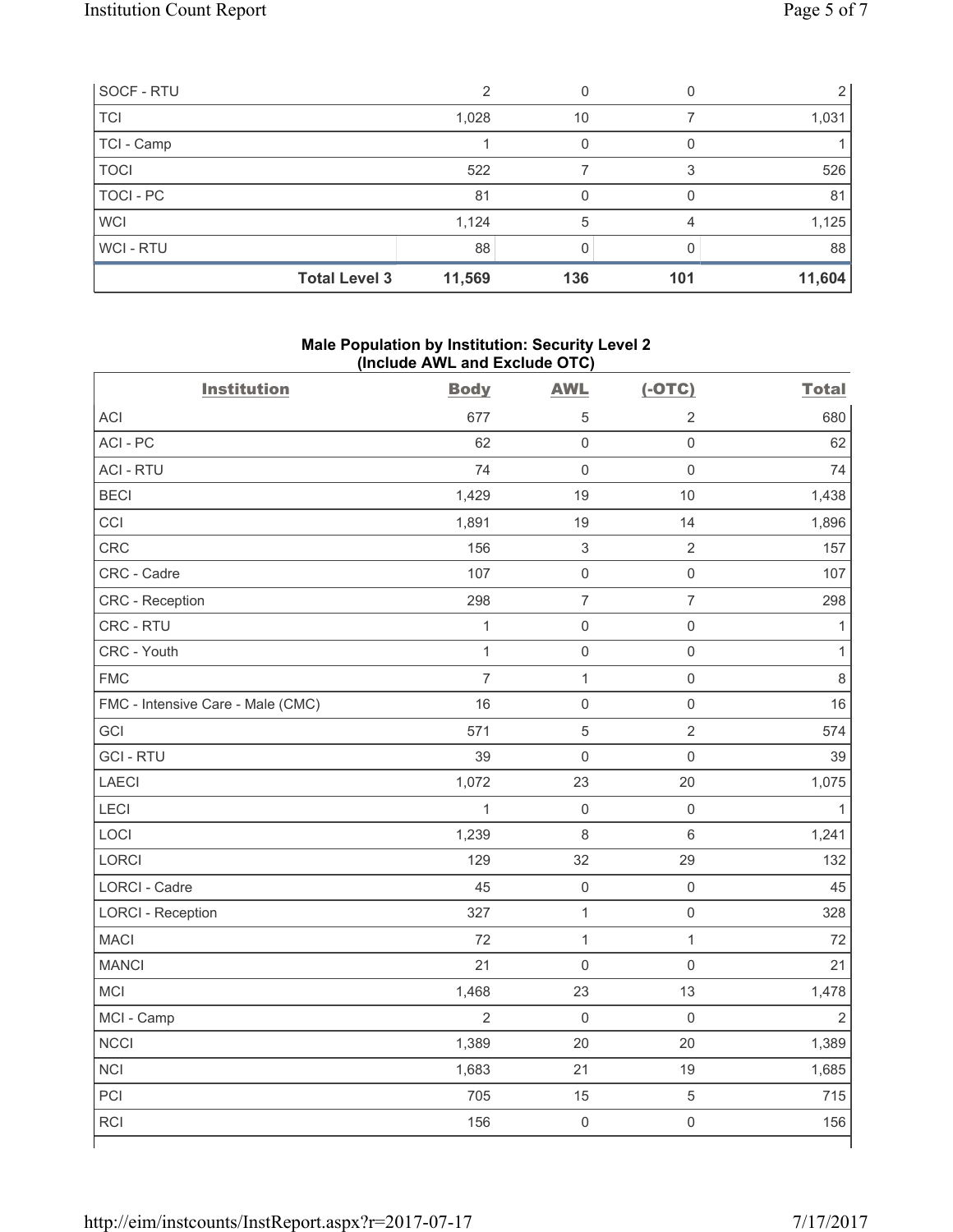| SOCF - RTU | | 2 | 0 | 0 | 2 |
|---|---|---|---|---|---|
| TCI | | 1,028 | 10 | 7 | 1,031 |
| TCI - Camp | | 1 | 0 | 0 | 1 |
| TOCI | | 522 | 7 | 3 | 526 |
| TOCI - PC | | 81 | 0 | 0 | 81 |
| WCI | | 1,124 | 5 | 4 | 1,125 |
| WCI - RTU | | 88 | 0 | 0 | 88 |
| | **Total Level 3** | **11,569** | **136** | **101** | **11,604** |

**Male Population by Institution: Security Level 2 (Include AWL and Exclude OTC)**

| Institution | Body | AWL | (-OTC) | Total |
|---|---|---|---|---|
| ACI | 677 | 5 | 2 | 680 |
| ACI - PC | 62 | 0 | 0 | 62 |
| ACI - RTU | 74 | 0 | 0 | 74 |
| BECI | 1,429 | 19 | 10 | 1,438 |
| CCI | 1,891 | 19 | 14 | 1,896 |
| CRC | 156 | 3 | 2 | 157 |
| CRC - Cadre | 107 | 0 | 0 | 107 |
| CRC - Reception | 298 | 7 | 7 | 298 |
| CRC - RTU | 1 | 0 | 0 | 1 |
| CRC - Youth | 1 | 0 | 0 | 1 |
| FMC | 7 | 1 | 0 | 8 |
| FMC - Intensive Care - Male (CMC) | 16 | 0 | 0 | 16 |
| GCI | 571 | 5 | 2 | 574 |
| GCI - RTU | 39 | 0 | 0 | 39 |
| LAECI | 1,072 | 23 | 20 | 1,075 |
| LECI | 1 | 0 | 0 | 1 |
| LOCI | 1,239 | 8 | 6 | 1,241 |
| LORCI | 129 | 32 | 29 | 132 |
| LORCI - Cadre | 45 | 0 | 0 | 45 |
| LORCI - Reception | 327 | 1 | 0 | 328 |
| MACI | 72 | 1 | 1 | 72 |
| MANCI | 21 | 0 | 0 | 21 |
| MCI | 1,468 | 23 | 13 | 1,478 |
| MCI - Camp | 2 | 0 | 0 | 2 |
| NCCI | 1,389 | 20 | 20 | 1,389 |
| NCI | 1,683 | 21 | 19 | 1,685 |
| PCI | 705 | 15 | 5 | 715 |
| RCI | 156 | 0 | 0 | 156 |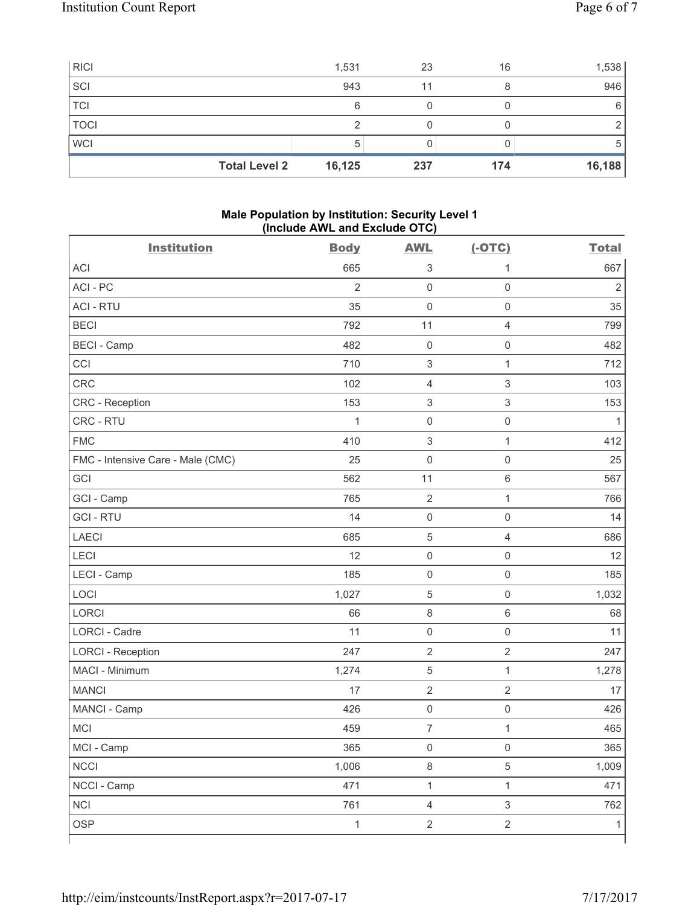| RICI | | 1,531 | 23 | 16 | 1,538 |
|---|---|---|---|---|---|
| SCI | | 943 | 11 | 8 | 946 |
| TCI | | 6 | 0 | 0 | 6 |
| TOCI | | 2 | 0 | 0 | 2 |
| WCI | | 5 | 0 | 0 | 5 |
| | **Total Level 2** | **16,125** | **237** | **174** | **16,188** |

**Male Population by Institution: Security Level 1 (Include AWL and Exclude OTC)**

| Institution | Body | AWL | (-OTC) | Total |
|---|---|---|---|---|
| ACI | 665 | 3 | 1 | 667 |
| ACI - PC | 2 | 0 | 0 | 2 |
| ACI - RTU | 35 | 0 | 0 | 35 |
| BECI | 792 | 11 | 4 | 799 |
| BECI - Camp | 482 | 0 | 0 | 482 |
| CCI | 710 | 3 | 1 | 712 |
| CRC | 102 | 4 | 3 | 103 |
| CRC - Reception | 153 | 3 | 3 | 153 |
| CRC - RTU | 1 | 0 | 0 | 1 |
| FMC | 410 | 3 | 1 | 412 |
| FMC - Intensive Care - Male (CMC) | 25 | 0 | 0 | 25 |
| GCI | 562 | 11 | 6 | 567 |
| GCI - Camp | 765 | 2 | 1 | 766 |
| GCI - RTU | 14 | 0 | 0 | 14 |
| LAECI | 685 | 5 | 4 | 686 |
| LECI | 12 | 0 | 0 | 12 |
| LECI - Camp | 185 | 0 | 0 | 185 |
| LOCI | 1,027 | 5 | 0 | 1,032 |
| LORCI | 66 | 8 | 6 | 68 |
| LORCI - Cadre | 11 | 0 | 0 | 11 |
| LORCI - Reception | 247 | 2 | 2 | 247 |
| MACI - Minimum | 1,274 | 5 | 1 | 1,278 |
| MANCI | 17 | 2 | 2 | 17 |
| MANCI - Camp | 426 | 0 | 0 | 426 |
| MCI | 459 | 7 | 1 | 465 |
| MCI - Camp | 365 | 0 | 0 | 365 |
| NCCI | 1,006 | 8 | 5 | 1,009 |
| NCCI - Camp | 471 | 1 | 1 | 471 |
| NCI | 761 | 4 | 3 | 762 |
| OSP | 1 | 2 | 2 | 1 |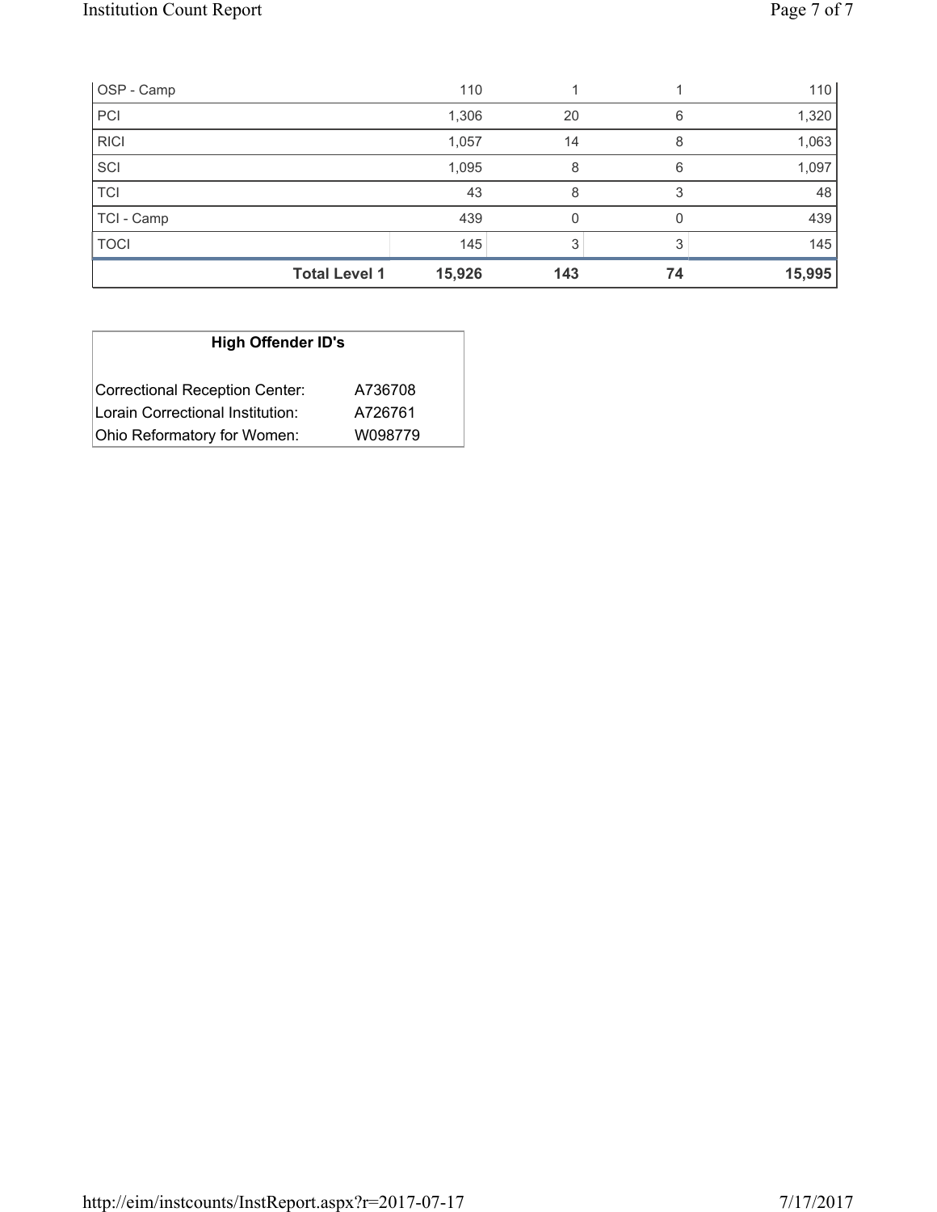| | | | | |
|---|---|---|---|---|
| OSP - Camp | 110 | 1 | 1 | 110 |
| PCI | 1,306 | 20 | 6 | 1,320 |
| RICI | 1,057 | 14 | 8 | 1,063 |
| SCI | 1,095 | 8 | 6 | 1,097 |
| TCI | 43 | 8 | 3 | 48 |
| TCI - Camp | 439 | 0 | 0 | 439 |
| TOCI | 145 | 3 | 3 | 145 |
| **Total Level 1** | **15,926** | **143** | **74** | **15,995** |

| High Offender ID's | |
|---|---|
| Correctional Reception Center: | A736708 |
| Lorain Correctional Institution: | A726761 |
| Ohio Reformatory for Women: | W098779 |